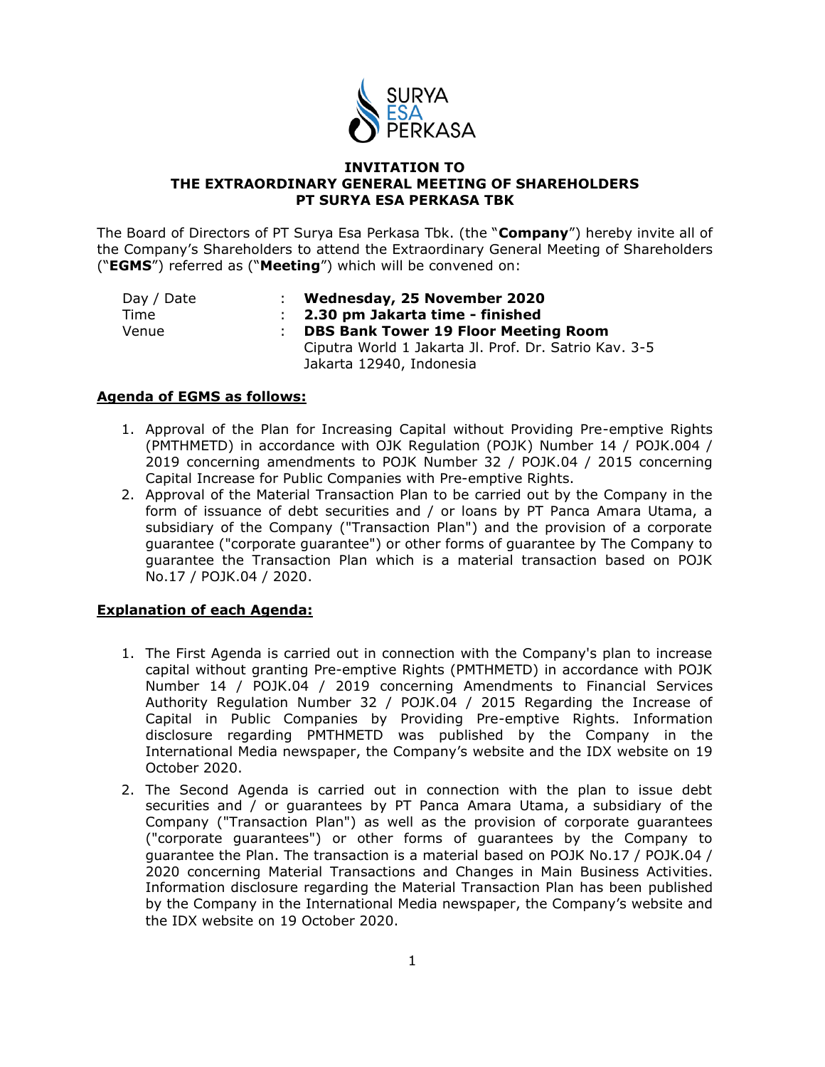# INVITATION TO
# THE EXTRAORDINARY GENERAL MEETING OF SHAREHOLDERS
# PT SURYA ESA PERKASA TBK

The Board of Directors of PT Surya Esa Perkasa Tbk. (the "**Company**") hereby invite all of the Company's Shareholders to attend the Extraordinary General Meeting of Shareholders ("**EGMS**") referred as ("**Meeting**") which will be convened on:

| | | |
|---|---|---|
| Day / Date | : | **Wednesday, 25 November 2020** |
| Time | : | **2.30 pm Jakarta time - finished** |
| Venue | : | **DBS Bank Tower 19 Floor Meeting Room**<br>Ciputra World 1 Jakarta Jl. Prof. Dr. Satrio Kav. 3-5<br>Jakarta 12940, Indonesia |

## Agenda of EGMS as follows:

1. Approval of the Plan for Increasing Capital without Providing Pre-emptive Rights (PMTHMETD) in accordance with OJK Regulation (POJK) Number 14 / POJK.004 / 2019 concerning amendments to POJK Number 32 / POJK.04 / 2015 concerning Capital Increase for Public Companies with Pre-emptive Rights.
2. Approval of the Material Transaction Plan to be carried out by the Company in the form of issuance of debt securities and / or loans by PT Panca Amara Utama, a subsidiary of the Company ("Transaction Plan") and the provision of a corporate guarantee ("corporate guarantee") or other forms of guarantee by The Company to guarantee the Transaction Plan which is a material transaction based on POJK No.17 / POJK.04 / 2020.

## Explanation of each Agenda:

1. The First Agenda is carried out in connection with the Company's plan to increase capital without granting Pre-emptive Rights (PMTHMETD) in accordance with POJK Number 14 / POJK.04 / 2019 concerning Amendments to Financial Services Authority Regulation Number 32 / POJK.04 / 2015 Regarding the Increase of Capital in Public Companies by Providing Pre-emptive Rights. Information disclosure regarding PMTHMETD was published by the Company in the International Media newspaper, the Company's website and the IDX website on 19 October 2020.
2. The Second Agenda is carried out in connection with the plan to issue debt securities and / or guarantees by PT Panca Amara Utama, a subsidiary of the Company ("Transaction Plan") as well as the provision of corporate guarantees ("corporate guarantees") or other forms of guarantees by the Company to guarantee the Plan. The transaction is a material based on POJK No.17 / POJK.04 / 2020 concerning Material Transactions and Changes in Main Business Activities. Information disclosure regarding the Material Transaction Plan has been published by the Company in the International Media newspaper, the Company's website and the IDX website on 19 October 2020.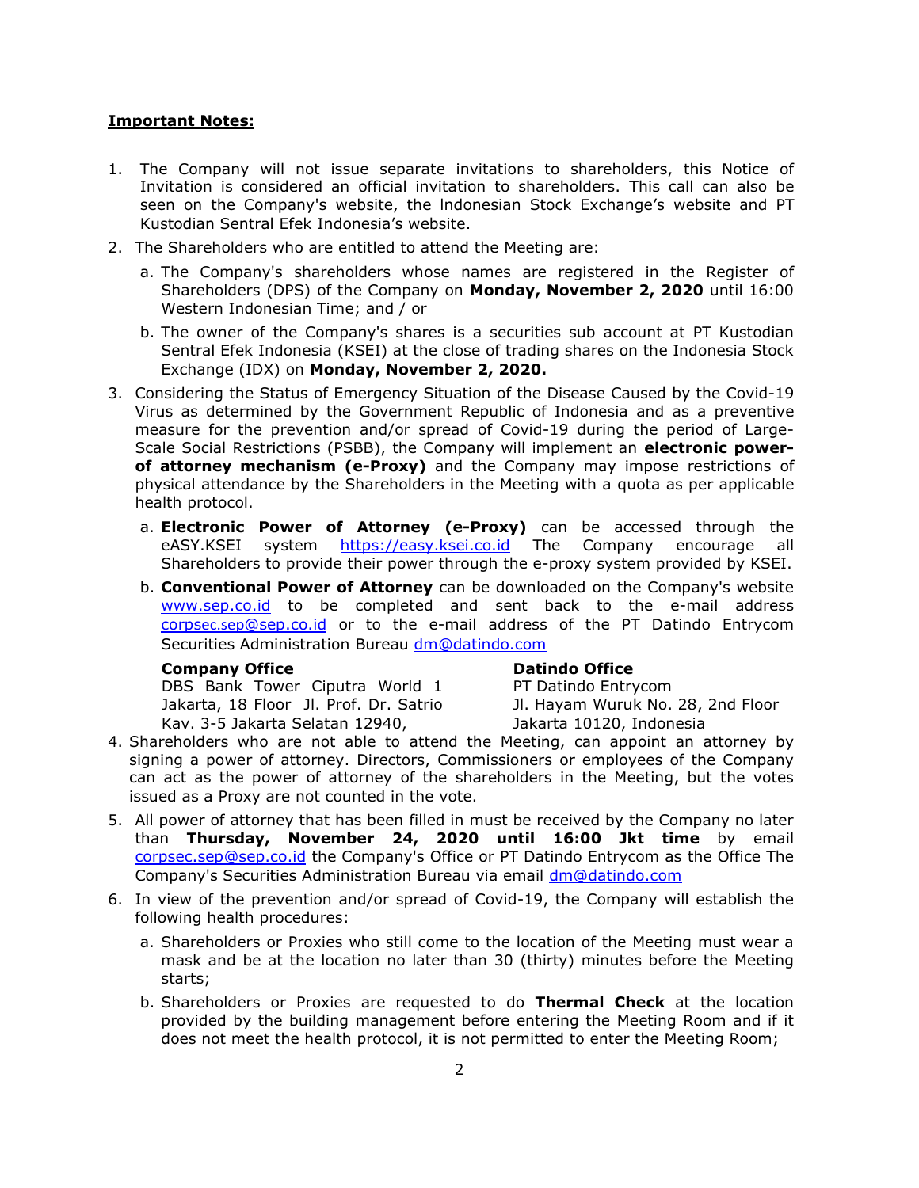**Important Notes:**

1. The Company will not issue separate invitations to shareholders, this Notice of Invitation is considered an official invitation to shareholders. This call can also be seen on the Company's website, the Indonesian Stock Exchange's website and PT Kustodian Sentral Efek Indonesia's website.
2. The Shareholders who are entitled to attend the Meeting are:
   a. The Company's shareholders whose names are registered in the Register of Shareholders (DPS) of the Company on **Monday, November 2, 2020** until 16:00 Western Indonesian Time; and / or
   b. The owner of the Company's shares is a securities sub account at PT Kustodian Sentral Efek Indonesia (KSEI) at the close of trading shares on the Indonesia Stock Exchange (IDX) on **Monday, November 2, 2020.**
3. Considering the Status of Emergency Situation of the Disease Caused by the Covid-19 Virus as determined by the Government Republic of Indonesia and as a preventive measure for the prevention and/or spread of Covid-19 during the period of Large-Scale Social Restrictions (PSBB), the Company will implement an **electronic power-of attorney mechanism (e-Proxy)** and the Company may impose restrictions of physical attendance by the Shareholders in the Meeting with a quota as per applicable health protocol.
   a. **Electronic Power of Attorney (e-Proxy)** can be accessed through the eASY.KSEI system https://easy.ksei.co.id The Company encourage all Shareholders to provide their power through the e-proxy system provided by KSEI.
   b. **Conventional Power of Attorney** can be downloaded on the Company's website www.sep.co.id to be completed and sent back to the e-mail address corpsec.sep@sep.co.id or to the e-mail address of the PT Datindo Entrycom Securities Administration Bureau dm@datindo.com

   **Company Office**
   DBS Bank Tower Ciputra World 1 Jakarta, 18 Floor Jl. Prof. Dr. Satrio Kav. 3-5 Jakarta Selatan 12940,

   **Datindo Office**
   PT Datindo Entrycom
   Jl. Hayam Wuruk No. 28, 2nd Floor
   Jakarta 10120, Indonesia
4. Shareholders who are not able to attend the Meeting, can appoint an attorney by signing a power of attorney. Directors, Commissioners or employees of the Company can act as the power of attorney of the shareholders in the Meeting, but the votes issued as a Proxy are not counted in the vote.
5. All power of attorney that has been filled in must be received by the Company no later than **Thursday, November 24, 2020 until 16:00 Jkt time** by email corpsec.sep@sep.co.id the Company's Office or PT Datindo Entrycom as the Office The Company's Securities Administration Bureau via email dm@datindo.com
6. In view of the prevention and/or spread of Covid-19, the Company will establish the following health procedures:
   a. Shareholders or Proxies who still come to the location of the Meeting must wear a mask and be at the location no later than 30 (thirty) minutes before the Meeting starts;
   b. Shareholders or Proxies are requested to do **Thermal Check** at the location provided by the building management before entering the Meeting Room and if it does not meet the health protocol, it is not permitted to enter the Meeting Room;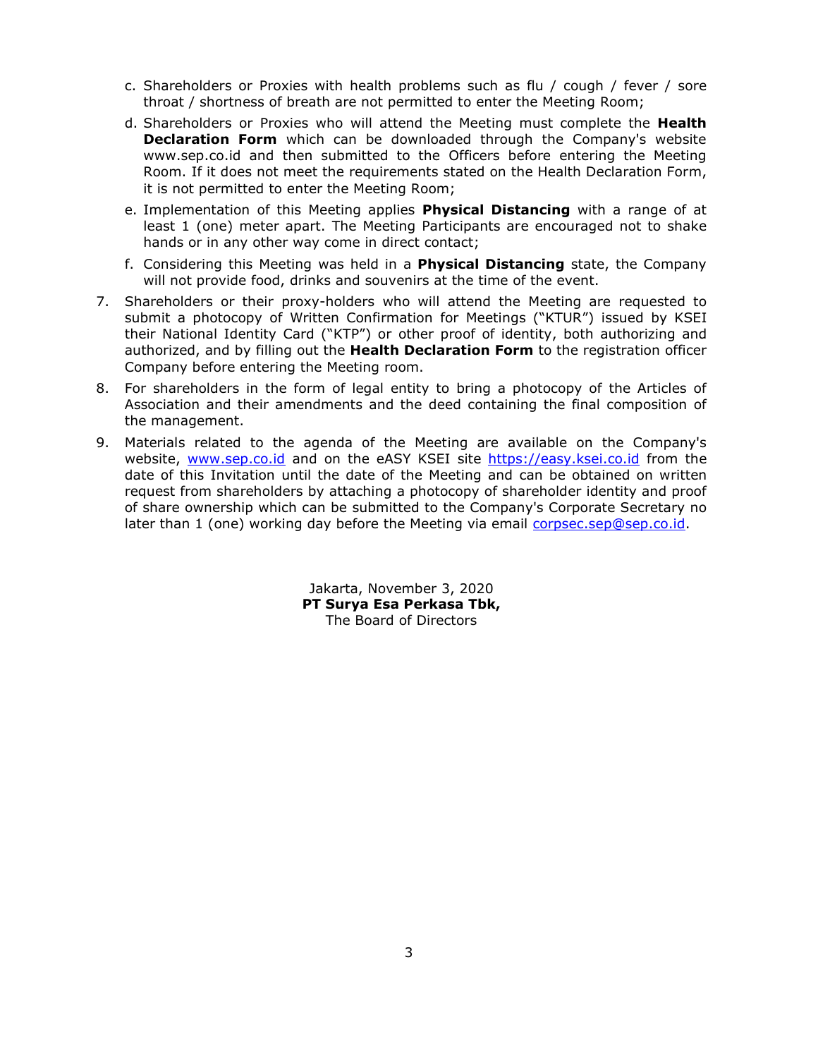c. Shareholders or Proxies with health problems such as flu / cough / fever / sore throat / shortness of breath are not permitted to enter the Meeting Room;

d. Shareholders or Proxies who will attend the Meeting must complete the **Health Declaration Form** which can be downloaded through the Company's website www.sep.co.id and then submitted to the Officers before entering the Meeting Room. If it does not meet the requirements stated on the Health Declaration Form, it is not permitted to enter the Meeting Room;

e. Implementation of this Meeting applies **Physical Distancing** with a range of at least 1 (one) meter apart. The Meeting Participants are encouraged not to shake hands or in any other way come in direct contact;

f. Considering this Meeting was held in a **Physical Distancing** state, the Company will not provide food, drinks and souvenirs at the time of the event.

7. Shareholders or their proxy-holders who will attend the Meeting are requested to submit a photocopy of Written Confirmation for Meetings ("KTUR") issued by KSEI their National Identity Card ("KTP") or other proof of identity, both authorizing and authorized, and by filling out the **Health Declaration Form** to the registration officer Company before entering the Meeting room.

8. For shareholders in the form of legal entity to bring a photocopy of the Articles of Association and their amendments and the deed containing the final composition of the management.

9. Materials related to the agenda of the Meeting are available on the Company's website, www.sep.co.id and on the eASY KSEI site https://easy.ksei.co.id from the date of this Invitation until the date of the Meeting and can be obtained on written request from shareholders by attaching a photocopy of shareholder identity and proof of share ownership which can be submitted to the Company's Corporate Secretary no later than 1 (one) working day before the Meeting via email corpsec.sep@sep.co.id.

Jakarta, November 3, 2020
**PT Surya Esa Perkasa Tbk,**
The Board of Directors